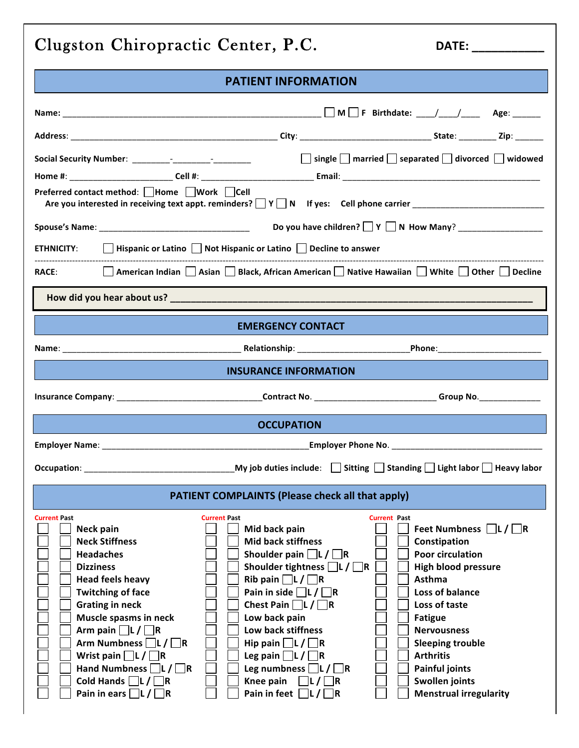# Clugston Chiropractic Center, P.C.

**DATE: ___________**

## PATIENT INFORMATION

**Name:** ____________________________________________________ ☐ **M** ☐ **F** **Birthdate:** ____/____/____ **Age:** ______

**Address:** ____________________________________________ **City:** ____________________________ **State:** ________ **Zip:** ______

**Social Security Number:** ________-________-________ ☐ **single** ☐ **married** ☐ **separated** ☐ **divorced** ☐ **widowed**

**Home #:** ______________________ **Cell #:** ________________________ **Email:** ________________________________________

**Preferred contact method:** ☐ **Home** ☐ **Work** ☐ **Cell**
**Are you interested in receiving text appt. reminders?** ☐ **Y** ☐ **N** **If yes: Cell phone carrier** ____________________________

**Spouse's Name:** ________________________________ **Do you have children?** ☐ **Y** ☐ **N** **How Many?** __________________

**ETHNICITY:** ☐ **Hispanic or Latino** ☐ **Not Hispanic or Latino** ☐ **Decline to answer**

**RACE:** ☐ **American Indian** ☐ **Asian** ☐ **Black, African American** ☐ **Native Hawaiian** ☐ **White** ☐ **Other** ☐ **Decline**

**How did you hear about us?** ______________________________________________________________________

## EMERGENCY CONTACT

**Name:** ______________________________________ **Relationship:** ________________________ **Phone:** ______________________

## INSURANCE INFORMATION

**Insurance Company:** ______________________________ **Contract No.** __________________________ **Group No.** _____________

## OCCUPATION

**Employer Name:** ____________________________________________ **Employer Phone No.** ________________________________

**Occupation:** ________________________________ **My job duties include:** ☐ **Sitting** ☐ **Standing** ☐ **Light labor** ☐ **Heavy labor**

## PATIENT COMPLAINTS (Please check all that apply)

| Current | Past | | Current | Past | | Current | Past | |
|---|---|---|---|---|---|---|---|---|
| ☐ | ☐ | Neck pain | ☐ | ☐ | Mid back pain | ☐ | ☐ | Feet Numbness ☐L / ☐R |
| ☐ | ☐ | Neck Stiffness | ☐ | ☐ | Mid back stiffness | ☐ | ☐ | Constipation |
| ☐ | ☐ | Headaches | ☐ | ☐ | Shoulder pain ☐L / ☐R | ☐ | ☐ | Poor circulation |
| ☐ | ☐ | Dizziness | ☐ | ☐ | Shoulder tightness ☐L / ☐R | ☐ | ☐ | High blood pressure |
| ☐ | ☐ | Head feels heavy | ☐ | ☐ | Rib pain ☐L / ☐R | ☐ | ☐ | Asthma |
| ☐ | ☐ | Twitching of face | ☐ | ☐ | Pain in side ☐L / ☐R | ☐ | ☐ | Loss of balance |
| ☐ | ☐ | Grating in neck | ☐ | ☐ | Chest Pain ☐L / ☐R | ☐ | ☐ | Loss of taste |
| ☐ | ☐ | Muscle spasms in neck | ☐ | ☐ | Low back pain | ☐ | ☐ | Fatigue |
| ☐ | ☐ | Arm pain ☐L / ☐R | ☐ | ☐ | Low back stiffness | ☐ | ☐ | Nervousness |
| ☐ | ☐ | Arm Numbness ☐L / ☐R | ☐ | ☐ | Hip pain ☐L / ☐R | ☐ | ☐ | Sleeping trouble |
| ☐ | ☐ | Wrist pain ☐L / ☐R | ☐ | ☐ | Leg pain ☐L / ☐R | ☐ | ☐ | Arthritis |
| ☐ | ☐ | Hand Numbness ☐L / ☐R | ☐ | ☐ | Leg numbness ☐L / ☐R | ☐ | ☐ | Painful joints |
| ☐ | ☐ | Cold Hands ☐L / ☐R | ☐ | ☐ | Knee pain ☐L / ☐R | ☐ | ☐ | Swollen joints |
| ☐ | ☐ | Pain in ears ☐L / ☐R | ☐ | ☐ | Pain in feet ☐L / ☐R | ☐ | ☐ | Menstrual irregularity |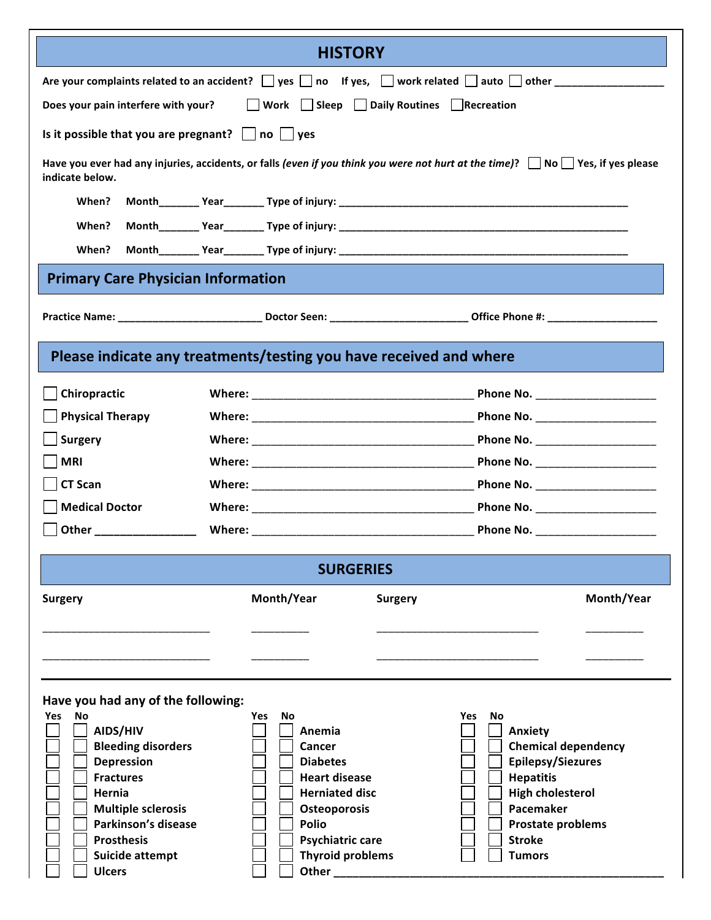# HISTORY

Are your complaints related to an accident? ☐ yes ☐ no If yes, ☐ work related ☐ auto ☐ other ___________________

Does your pain interfere with your? ☐ Work ☐ Sleep ☐ Daily Routines ☐ Recreation

Is it possible that you are pregnant? ☐ no ☐ yes

Have you ever had any injuries, accidents, or falls *(even if you think you were not hurt at the time)*? ☐ No ☐ Yes, if yes please indicate below.

When? Month_______ Year_______ Type of injury: ____________________________________________________

When? Month_______ Year_______ Type of injury: ____________________________________________________

When? Month_______ Year_______ Type of injury: ____________________________________________________

## Primary Care Physician Information

Practice Name: _________________________ Doctor Seen: ________________________ Office Phone #: ____________________

## Please indicate any treatments/testing you have received and where

| | | |
|---|---|---|
| ☐ Chiropractic | Where: ______________________________________ | Phone No. ____________________ |
| ☐ Physical Therapy | Where: ______________________________________ | Phone No. ____________________ |
| ☐ Surgery | Where: ______________________________________ | Phone No. ____________________ |
| ☐ MRI | Where: ______________________________________ | Phone No. ____________________ |
| ☐ CT Scan | Where: ______________________________________ | Phone No. ____________________ |
| ☐ Medical Doctor | Where: ______________________________________ | Phone No. ____________________ |
| ☐ Other ________________ | Where: ______________________________________ | Phone No. ____________________ |

# SURGERIES

| Surgery | Month/Year | Surgery | Month/Year |
|---|---|---|---|
| ____________________________ | __________ | ____________________________ | __________ |
| ____________________________ | __________ | ____________________________ | __________ |

Have you had any of the following:

| Yes | No | | Yes | No | | Yes | No | |
|---|---|---|---|---|---|---|---|---|
| ☐ | ☐ | AIDS/HIV | ☐ | ☐ | Anemia | ☐ | ☐ | Anxiety |
| ☐ | ☐ | Bleeding disorders | ☐ | ☐ | Cancer | ☐ | ☐ | Chemical dependency |
| ☐ | ☐ | Depression | ☐ | ☐ | Diabetes | ☐ | ☐ | Epilepsy/Siezures |
| ☐ | ☐ | Fractures | ☐ | ☐ | Heart disease | ☐ | ☐ | Hepatitis |
| ☐ | ☐ | Hernia | ☐ | ☐ | Herniated disc | ☐ | ☐ | High cholesterol |
| ☐ | ☐ | Multiple sclerosis | ☐ | ☐ | Osteoporosis | ☐ | ☐ | Pacemaker |
| ☐ | ☐ | Parkinson's disease | ☐ | ☐ | Polio | ☐ | ☐ | Prostate problems |
| ☐ | ☐ | Prosthesis | ☐ | ☐ | Psychiatric care | ☐ | ☐ | Stroke |
| ☐ | ☐ | Suicide attempt | ☐ | ☐ | Thyroid problems | ☐ | ☐ | Tumors |
| ☐ | ☐ | Ulcers | ☐ | ☐ | Other ________________________________________________________ | | | |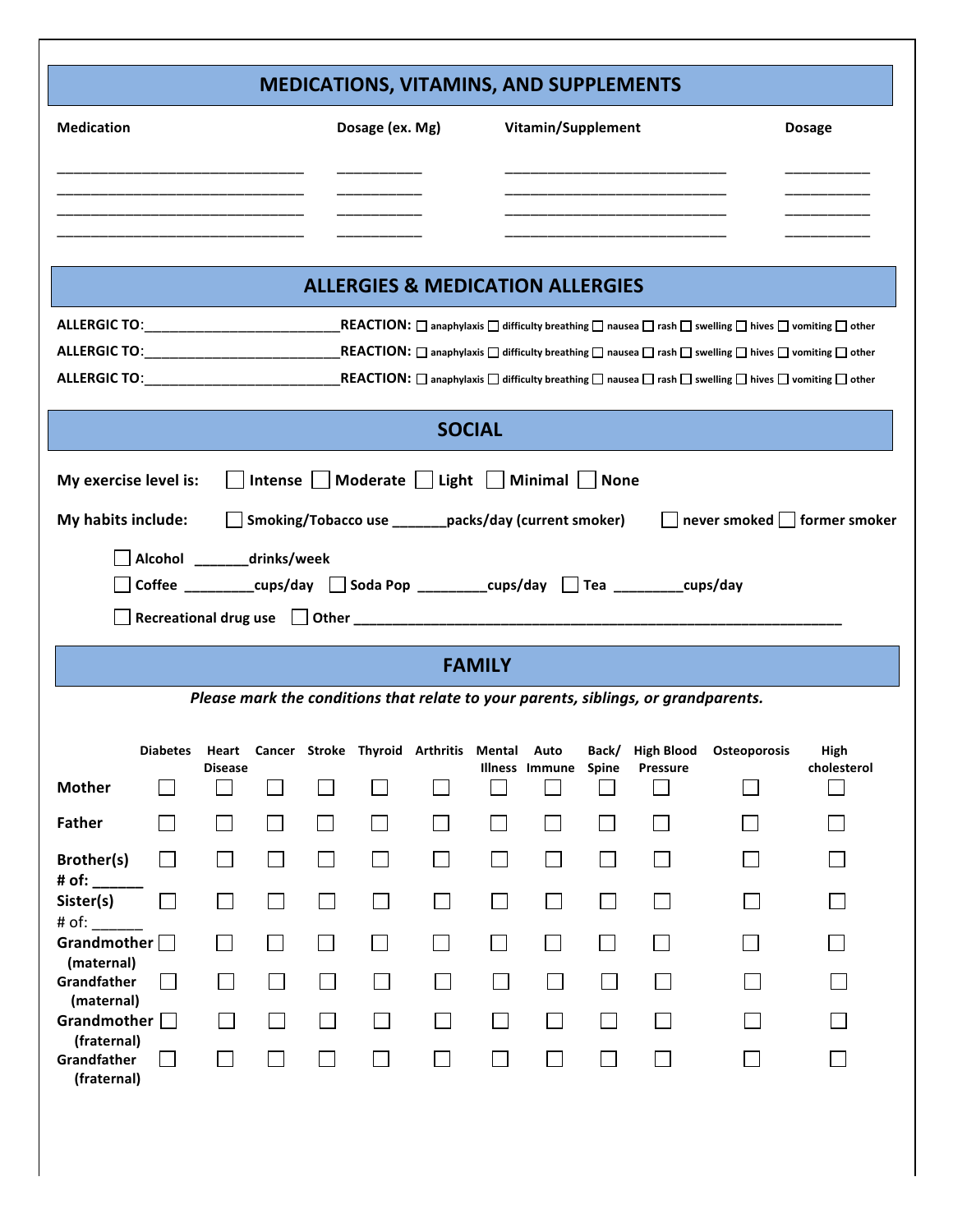## MEDICATIONS, VITAMINS, AND SUPPLEMENTS

| Medication | Dosage (ex. Mg) | Vitamin/Supplement | Dosage |
|---|---|---|---|
| ______________________________ | __________ | ___________________________ | __________ |
| ______________________________ | __________ | ___________________________ | __________ |
| ______________________________ | __________ | ___________________________ | __________ |
| ______________________________ | __________ | ___________________________ | __________ |

## ALLERGIES & MEDICATION ALLERGIES

**ALLERGIC TO:**________________________ **REACTION:** ☐ anaphylaxis ☐ difficulty breathing ☐ nausea ☐ rash ☐ swelling ☐ hives ☐ vomiting ☐ other

**ALLERGIC TO:**________________________ **REACTION:** ☐ anaphylaxis ☐ difficulty breathing ☐ nausea ☐ rash ☐ swelling ☐ hives ☐ vomiting ☐ other

**ALLERGIC TO:**________________________ **REACTION:** ☐ anaphylaxis ☐ difficulty breathing ☐ nausea ☐ rash ☐ swelling ☐ hives ☐ vomiting ☐ other

## SOCIAL

**My exercise level is:** ☐ Intense ☐ Moderate ☐ Light ☐ Minimal ☐ None

**My habits include:** ☐ Smoking/Tobacco use _______packs/day (current smoker) ☐ never smoked ☐ former smoker

☐ Alcohol _______drinks/week

☐ Coffee _________cups/day ☐ Soda Pop _________cups/day ☐ Tea _________cups/day

☐ Recreational drug use ☐ Other ________________________________________________________________

## FAMILY

*Please mark the conditions that relate to your parents, siblings, or grandparents.*

| | Diabetes | Heart Disease | Cancer | Stroke | Thyroid | Arthritis | Mental Illness | Auto Immune | Back/ Spine | High Blood Pressure | Osteoporosis | High cholesterol |
|---|---|---|---|---|---|---|---|---|---|---|---|---|
| Mother | ☐ | ☐ | ☐ | ☐ | ☐ | ☐ | ☐ | ☐ | ☐ | ☐ | ☐ | ☐ |
| Father | ☐ | ☐ | ☐ | ☐ | ☐ | ☐ | ☐ | ☐ | ☐ | ☐ | ☐ | ☐ |
| Brother(s) # of: ______ | ☐ | ☐ | ☐ | ☐ | ☐ | ☐ | ☐ | ☐ | ☐ | ☐ | ☐ | ☐ |
| Sister(s) # of: ______ | ☐ | ☐ | ☐ | ☐ | ☐ | ☐ | ☐ | ☐ | ☐ | ☐ | ☐ | ☐ |
| Grandmother (maternal) | ☐ | ☐ | ☐ | ☐ | ☐ | ☐ | ☐ | ☐ | ☐ | ☐ | ☐ | ☐ |
| Grandfather (maternal) | ☐ | ☐ | ☐ | ☐ | ☐ | ☐ | ☐ | ☐ | ☐ | ☐ | ☐ | ☐ |
| Grandmother (fraternal) | ☐ | ☐ | ☐ | ☐ | ☐ | ☐ | ☐ | ☐ | ☐ | ☐ | ☐ | ☐ |
| Grandfather (fraternal) | ☐ | ☐ | ☐ | ☐ | ☐ | ☐ | ☐ | ☐ | ☐ | ☐ | ☐ | ☐ |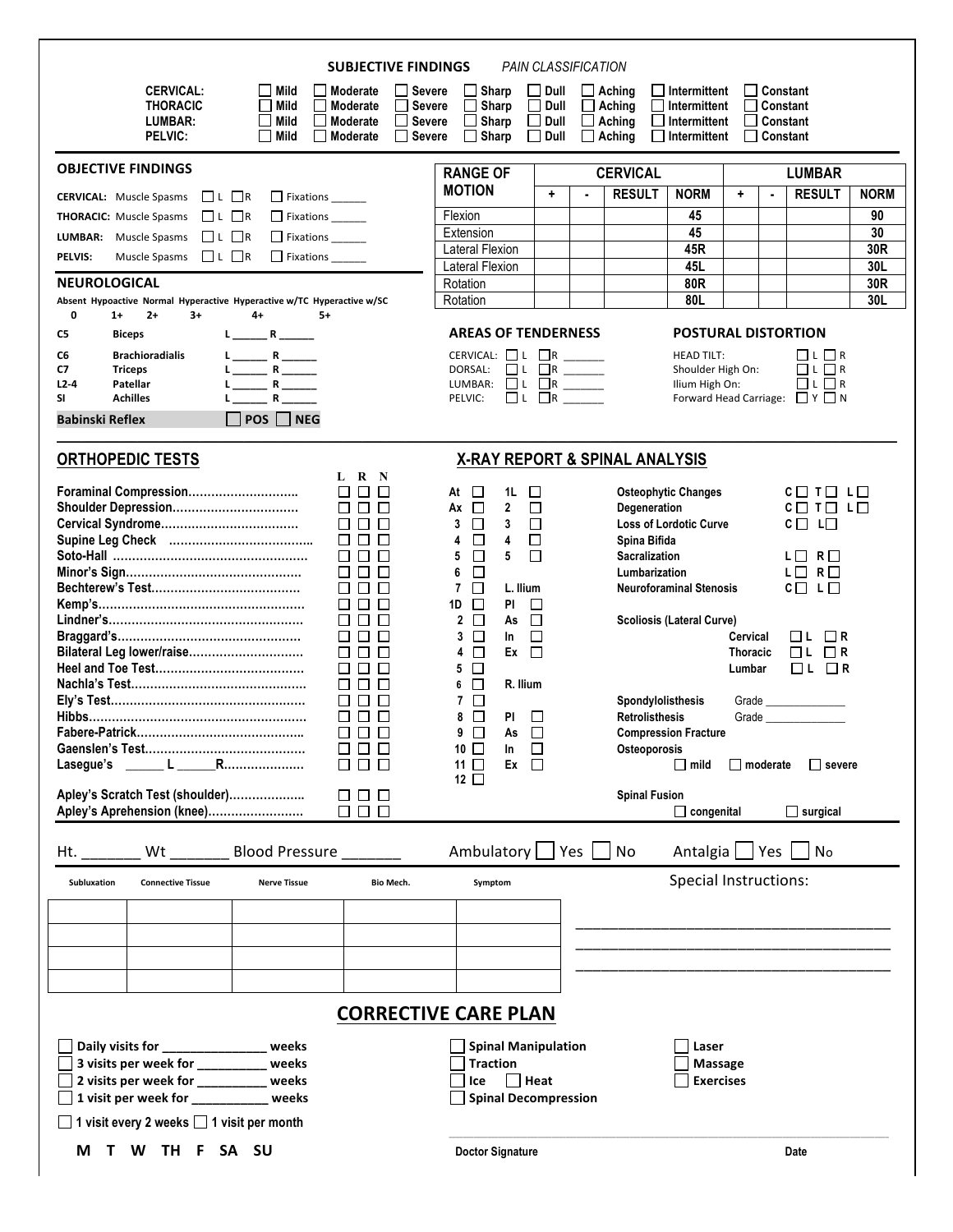## SUBJECTIVE FINDINGS *PAIN CLASSIFICATION*

| | | | | | | | | |
|---|---|---|---|---|---|---|---|---|
| **CERVICAL:** | ☐ Mild | ☐ Moderate | ☐ Severe | ☐ Sharp | ☐ Dull | ☐ Aching | ☐ Intermittent | ☐ Constant |
| **THORACIC** | ☐ Mild | ☐ Moderate | ☐ Severe | ☐ Sharp | ☐ Dull | ☐ Aching | ☐ Intermittent | ☐ Constant |
| **LUMBAR:** | ☐ Mild | ☐ Moderate | ☐ Severe | ☐ Sharp | ☐ Dull | ☐ Aching | ☐ Intermittent | ☐ Constant |
| **PELVIC:** | ☐ Mild | ☐ Moderate | ☐ Severe | ☐ Sharp | ☐ Dull | ☐ Aching | ☐ Intermittent | ☐ Constant |

## OBJECTIVE FINDINGS

**CERVICAL:** Muscle Spasms ☐ L ☐ R ☐ Fixations ______

**THORACIC:** Muscle Spasms ☐ L ☐ R ☐ Fixations ______

**LUMBAR:** Muscle Spasms ☐ L ☐ R ☐ Fixations ______

**PELVIS:** Muscle Spasms ☐ L ☐ R ☐ Fixations ______

| RANGE OF MOTION | CERVICAL | | | | LUMBAR | | | |
|---|---|---|---|---|---|---|---|---|
| | + | - | RESULT | NORM | + | - | RESULT | NORM |
| Flexion | | | | 45 | | | | 90 |
| Extension | | | | 45 | | | | 30 |
| Lateral Flexion | | | | 45R | | | | 30R |
| Lateral Flexion | | | | 45L | | | | 30L |
| Rotation | | | | 80R | | | | 30R |
| Rotation | | | | 80L | | | | 30L |

### NEUROLOGICAL

Absent Hypoactive Normal Hyperactive Hyperactive w/TC Hyperactive w/SC
0 1+ 2+ 3+ 4+ 5+

| | | |
|---|---|---|
| C5 | Biceps | L ______ R ______ |
| C6 | Brachioradialis | L ______ R ______ |
| C7 | Triceps | L ______ R ______ |
| L2-4 | Patellar | L ______ R ______ |
| SI | Achilles | L ______ R ______ |

**Babinski Reflex** ☐ POS ☐ NEG

### AREAS OF TENDERNESS

CERVICAL: ☐ L ☐ R _______
DORSAL: ☐ L ☐ R _______
LUMBAR: ☐ L ☐ R _______
PELVIC: ☐ L ☐ R _______

### POSTURAL DISTORTION

HEAD TILT: ☐ L ☐ R
Shoulder High On: ☐ L ☐ R
Ilium High On: ☐ L ☐ R
Forward Head Carriage: ☐ Y ☐ N

## ORTHOPEDIC TESTS

| | L | R | N |
|---|---|---|---|
| Foraminal Compression.............................. | ☐ | ☐ | ☐ |
| Shoulder Depression................................. | ☐ | ☐ | ☐ |
| Cervical Syndrome.................................... | ☐ | ☐ | ☐ |
| Supine Leg Check ...................................... | ☐ | ☐ | ☐ |
| Soto-Hall ................................................... | ☐ | ☐ | ☐ |
| Minor's Sign............................................... | ☐ | ☐ | ☐ |
| Bechterew's Test....................................... | ☐ | ☐ | ☐ |
| Kemp's....................................................... | ☐ | ☐ | ☐ |
| Lindner's.................................................... | ☐ | ☐ | ☐ |
| Braggard's................................................. | ☐ | ☐ | ☐ |
| Bilateral Leg lower/raise.............................. | ☐ | ☐ | ☐ |
| Heel and Toe Test....................................... | ☐ | ☐ | ☐ |
| Nachla's Test.............................................. | ☐ | ☐ | ☐ |
| Ely's Test.................................................... | ☐ | ☐ | ☐ |
| Hibbs.......................................................... | ☐ | ☐ | ☐ |
| Fabere-Patrick............................................ | ☐ | ☐ | ☐ |
| Gaenslen's Test.......................................... | ☐ | ☐ | ☐ |
| Lasegue's ______ L ______R..................... | ☐ | ☐ | ☐ |
| Apley's Scratch Test (shoulder).................... | ☐ | ☐ | ☐ |
| Apley's Aprehension (knee)......................... | ☐ | ☐ | ☐ |

## X-RAY REPORT & SPINAL ANALYSIS

At ☐ 1L ☐
Ax ☐ 2 ☐
3 ☐ 3 ☐
4 ☐ 4 ☐
5 ☐ 5 ☐
6 ☐
7 ☐ L. Ilium
1D ☐ PI ☐
2 ☐ As ☐
3 ☐ In ☐
4 ☐ Ex ☐
5 ☐
6 ☐ R. Ilium
7 ☐
8 ☐ PI ☐
9 ☐ As ☐
10 ☐ In ☐
11 ☐ Ex ☐
12 ☐

**Osteophytic Changes** C ☐ T ☐ L ☐
**Degeneration** C ☐ T ☐ L ☐
**Loss of Lordotic Curve** C ☐ L ☐
**Spina Bifida**
**Sacralization** L ☐ R ☐
**Lumbarization** L ☐ R ☐
**Neuroforaminal Stenosis** C ☐ L ☐

**Scoliosis (Lateral Curve)**
Cervical ☐ L ☐ R
Thoracic ☐ L ☐ R
Lumbar ☐ L ☐ R

**Spondylolisthesis** Grade ______________
**Retrolisthesis** Grade ______________
**Compression Fracture**
**Osteoporosis**
☐ mild ☐ moderate ☐ severe

**Spinal Fusion**
☐ congenital ☐ surgical

Ht. _______ Wt _______ Blood Pressure _______ Ambulatory ☐ Yes ☐ No Antalgia ☐ Yes ☐ No

| Subluxation | Connective Tissue | Nerve Tissue | Bio Mech. | Symptom |
|---|---|---|---|---|
| | | | | |
| | | | | |
| | | | | |
| | | | | |

Special Instructions:

_______________________________________

_______________________________________

_______________________________________

## CORRECTIVE CARE PLAN

☐ **Daily visits for _______________ weeks**
☐ **3 visits per week for __________ weeks**
☐ **2 visits per week for __________ weeks**
☐ **1 visit per week for ___________ weeks**

☐ **1 visit every 2 weeks** ☐ **1 visit per month**

**M T W TH F SA SU**

☐ **Spinal Manipulation**
☐ **Traction**
☐ **Ice** ☐ **Heat**
☐ **Spinal Decompression**

☐ **Laser**
☐ **Massage**
☐ **Exercises**

**Doctor Signature** **Date**